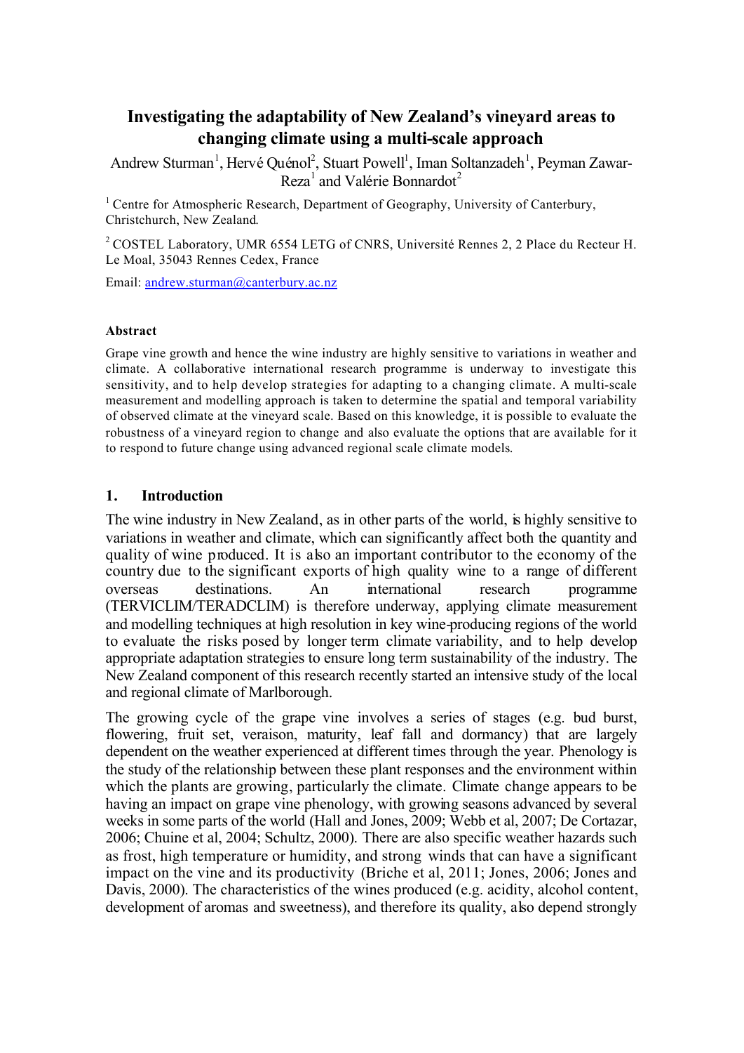# Investigating the adaptability of New Zealand's vineyard areas to changing climate using a multi-scale approach

Andrew Sturman[1], Hervé Quénol[2], Stuart Powell[1], Iman Soltanzadeh[1], Peyman Zawar-Reza[1] and Valérie Bonnardot[2]

[1] Centre for Atmospheric Research, Department of Geography, University of Canterbury, Christchurch, New Zealand.

[2] COSTEL Laboratory, UMR 6554 LETG of CNRS, Université Rennes 2, 2 Place du Recteur H. Le Moal, 35043 Rennes Cedex, France

Email: andrew.sturman@canterbury.ac.nz

#### Abstract

Grape vine growth and hence the wine industry are highly sensitive to variations in weather and climate. A collaborative international research programme is underway to investigate this sensitivity, and to help develop strategies for adapting to a changing climate. A multi-scale measurement and modelling approach is taken to determine the spatial and temporal variability of observed climate at the vineyard scale. Based on this knowledge, it is possible to evaluate the robustness of a vineyard region to change and also evaluate the options that are available for it to respond to future change using advanced regional scale climate models.

## 1. Introduction

The wine industry in New Zealand, as in other parts of the world, is highly sensitive to variations in weather and climate, which can significantly affect both the quantity and quality of wine produced. It is also an important contributor to the economy of the country due to the significant exports of high quality wine to a range of different overseas destinations. An international research programme (TERVICLIM/TERADCLIM) is therefore underway, applying climate measurement and modelling techniques at high resolution in key wine-producing regions of the world to evaluate the risks posed by longer term climate variability, and to help develop appropriate adaptation strategies to ensure long term sustainability of the industry. The New Zealand component of this research recently started an intensive study of the local and regional climate of Marlborough.

The growing cycle of the grape vine involves a series of stages (e.g. bud burst, flowering, fruit set, veraison, maturity, leaf fall and dormancy) that are largely dependent on the weather experienced at different times through the year. Phenology is the study of the relationship between these plant responses and the environment within which the plants are growing, particularly the climate. Climate change appears to be having an impact on grape vine phenology, with growing seasons advanced by several weeks in some parts of the world (Hall and Jones, 2009; Webb et al, 2007; De Cortazar, 2006; Chuine et al, 2004; Schultz, 2000). There are also specific weather hazards such as frost, high temperature or humidity, and strong winds that can have a significant impact on the vine and its productivity (Briche et al, 2011; Jones, 2006; Jones and Davis, 2000). The characteristics of the wines produced (e.g. acidity, alcohol content, development of aromas and sweetness), and therefore its quality, also depend strongly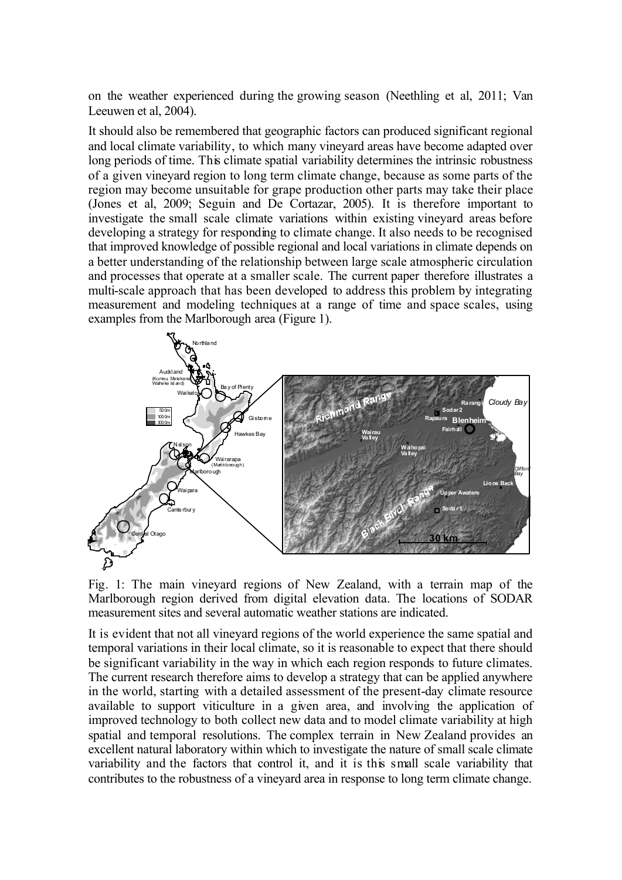on the weather experienced during the growing season (Neethling et al, 2011; Van Leeuwen et al, 2004).

It should also be remembered that geographic factors can produced significant regional and local climate variability, to which many vineyard areas have become adapted over long periods of time. This climate spatial variability determines the intrinsic robustness of a given vineyard region to long term climate change, because as some parts of the region may become unsuitable for grape production other parts may take their place (Jones et al, 2009; Seguin and De Cortazar, 2005). It is therefore important to investigate the small scale climate variations within existing vineyard areas before developing a strategy for responding to climate change. It also needs to be recognised that improved knowledge of possible regional and local variations in climate depends on a better understanding of the relationship between large scale atmospheric circulation and processes that operate at a smaller scale. The current paper therefore illustrates a multi-scale approach that has been developed to address this problem by integrating measurement and modeling techniques at a range of time and space scales, using examples from the Marlborough area (Figure 1).

Fig. 1: The main vineyard regions of New Zealand, with a terrain map of the Marlborough region derived from digital elevation data. The locations of SODAR measurement sites and several automatic weather stations are indicated.

It is evident that not all vineyard regions of the world experience the same spatial and temporal variations in their local climate, so it is reasonable to expect that there should be significant variability in the way in which each region responds to future climates. The current research therefore aims to develop a strategy that can be applied anywhere in the world, starting with a detailed assessment of the present-day climate resource available to support viticulture in a given area, and involving the application of improved technology to both collect new data and to model climate variability at high spatial and temporal resolutions. The complex terrain in New Zealand provides an excellent natural laboratory within which to investigate the nature of small scale climate variability and the factors that control it, and it is this small scale variability that contributes to the robustness of a vineyard area in response to long term climate change.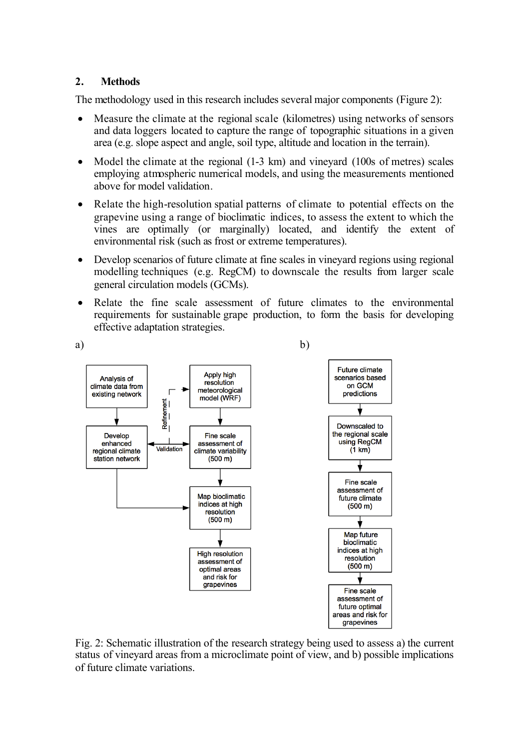## 2. Methods

The methodology used in this research includes several major components (Figure 2):

- Measure the climate at the regional scale (kilometres) using networks of sensors and data loggers located to capture the range of topographic situations in a given area (e.g. slope aspect and angle, soil type, altitude and location in the terrain).
- Model the climate at the regional (1-3 km) and vineyard (100s of metres) scales employing atmospheric numerical models, and using the measurements mentioned above for model validation.
- Relate the high-resolution spatial patterns of climate to potential effects on the grapevine using a range of bioclimatic indices, to assess the extent to which the vines are optimally (or marginally) located, and identify the extent of environmental risk (such as frost or extreme temperatures).
- Develop scenarios of future climate at fine scales in vineyard regions using regional modelling techniques (e.g. RegCM) to downscale the results from larger scale general circulation models (GCMs).
- Relate the fine scale assessment of future climates to the environmental requirements for sustainable grape production, to form the basis for developing effective adaptation strategies.

a)

Analysis of climate data from existing network → Develop enhanced regional climate station network

Apply high resolution meteorological model (WRF) → Fine scale assessment of climate variability (500 m) → Map bioclimatic indices at high resolution (500 m) → High resolution assessment of optimal areas and risk for grapevines

Develop enhanced regional climate station network ↔ Fine scale assessment of climate variability (500 m): Validation; Refinement → Apply high resolution meteorological model (WRF)

Develop enhanced regional climate station network → Map bioclimatic indices at high resolution (500 m)

b)

Future climate scenarios based on GCM predictions → Downscaled to the regional scale using RegCM (1 km) → Fine scale assessment of future climate (500 m) → Map future bioclimatic indices at high resolution (500 m) → Fine scale assessment of future optimal areas and risk for grapevines

Fig. 2: Schematic illustration of the research strategy being used to assess a) the current status of vineyard areas from a microclimate point of view, and b) possible implications of future climate variations.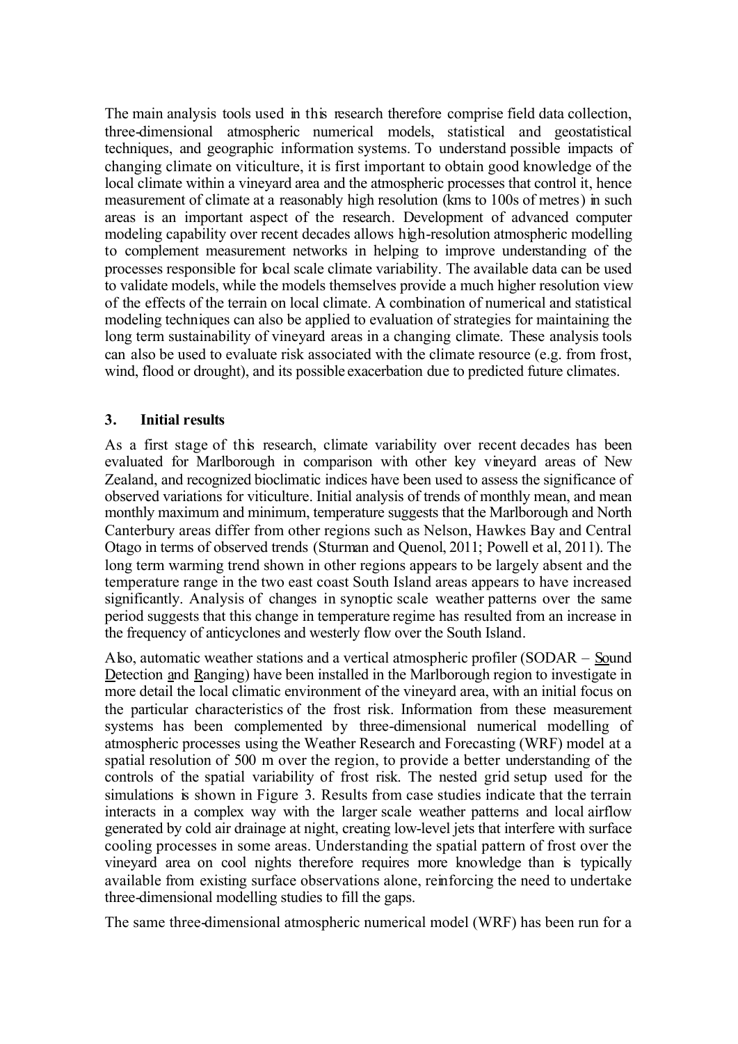The main analysis tools used in this research therefore comprise field data collection, three-dimensional atmospheric numerical models, statistical and geostatistical techniques, and geographic information systems. To understand possible impacts of changing climate on viticulture, it is first important to obtain good knowledge of the local climate within a vineyard area and the atmospheric processes that control it, hence measurement of climate at a reasonably high resolution (kms to 100s of metres) in such areas is an important aspect of the research. Development of advanced computer modeling capability over recent decades allows high-resolution atmospheric modelling to complement measurement networks in helping to improve understanding of the processes responsible for local scale climate variability. The available data can be used to validate models, while the models themselves provide a much higher resolution view of the effects of the terrain on local climate. A combination of numerical and statistical modeling techniques can also be applied to evaluation of strategies for maintaining the long term sustainability of vineyard areas in a changing climate. These analysis tools can also be used to evaluate risk associated with the climate resource (e.g. from frost, wind, flood or drought), and its possible exacerbation due to predicted future climates.

## 3. Initial results

As a first stage of this research, climate variability over recent decades has been evaluated for Marlborough in comparison with other key vineyard areas of New Zealand, and recognized bioclimatic indices have been used to assess the significance of observed variations for viticulture. Initial analysis of trends of monthly mean, and mean monthly maximum and minimum, temperature suggests that the Marlborough and North Canterbury areas differ from other regions such as Nelson, Hawkes Bay and Central Otago in terms of observed trends (Sturman and Quenol, 2011; Powell et al, 2011). The long term warming trend shown in other regions appears to be largely absent and the temperature range in the two east coast South Island areas appears to have increased significantly. Analysis of changes in synoptic scale weather patterns over the same period suggests that this change in temperature regime has resulted from an increase in the frequency of anticyclones and westerly flow over the South Island.

Also, automatic weather stations and a vertical atmospheric profiler (SODAR – Sound Detection and Ranging) have been installed in the Marlborough region to investigate in more detail the local climatic environment of the vineyard area, with an initial focus on the particular characteristics of the frost risk. Information from these measurement systems has been complemented by three-dimensional numerical modelling of atmospheric processes using the Weather Research and Forecasting (WRF) model at a spatial resolution of 500 m over the region, to provide a better understanding of the controls of the spatial variability of frost risk. The nested grid setup used for the simulations is shown in Figure 3. Results from case studies indicate that the terrain interacts in a complex way with the larger scale weather patterns and local airflow generated by cold air drainage at night, creating low-level jets that interfere with surface cooling processes in some areas. Understanding the spatial pattern of frost over the vineyard area on cool nights therefore requires more knowledge than is typically available from existing surface observations alone, reinforcing the need to undertake three-dimensional modelling studies to fill the gaps.

The same three-dimensional atmospheric numerical model (WRF) has been run for a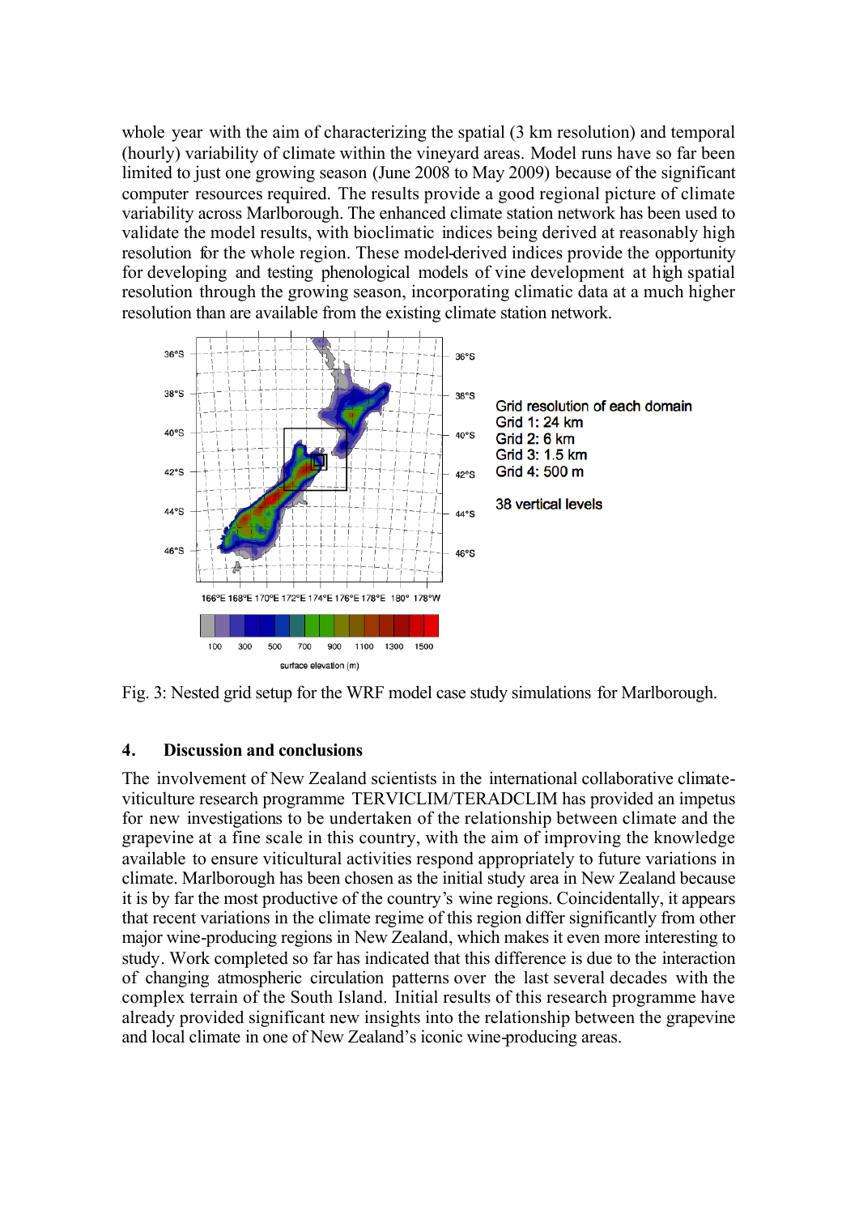whole year with the aim of characterizing the spatial (3 km resolution) and temporal (hourly) variability of climate within the vineyard areas. Model runs have so far been limited to just one growing season (June 2008 to May 2009) because of the significant computer resources required. The results provide a good regional picture of climate variability across Marlborough. The enhanced climate station network has been used to validate the model results, with bioclimatic indices being derived at reasonably high resolution for the whole region. These model-derived indices provide the opportunity for developing and testing phenological models of vine development at high spatial resolution through the growing season, incorporating climatic data at a much higher resolution than are available from the existing climate station network.

Grid resolution of each domain
Grid 1: 24 km
Grid 2: 6 km
Grid 3: 1.5 km
Grid 4: 500 m

38 vertical levels

Fig. 3: Nested grid setup for the WRF model case study simulations for Marlborough.

## 4. Discussion and conclusions

The involvement of New Zealand scientists in the international collaborative climate-viticulture research programme TERVICLIM/TERADCLIM has provided an impetus for new investigations to be undertaken of the relationship between climate and the grapevine at a fine scale in this country, with the aim of improving the knowledge available to ensure viticultural activities respond appropriately to future variations in climate. Marlborough has been chosen as the initial study area in New Zealand because it is by far the most productive of the country's wine regions. Coincidentally, it appears that recent variations in the climate regime of this region differ significantly from other major wine-producing regions in New Zealand, which makes it even more interesting to study. Work completed so far has indicated that this difference is due to the interaction of changing atmospheric circulation patterns over the last several decades with the complex terrain of the South Island. Initial results of this research programme have already provided significant new insights into the relationship between the grapevine and local climate in one of New Zealand's iconic wine-producing areas.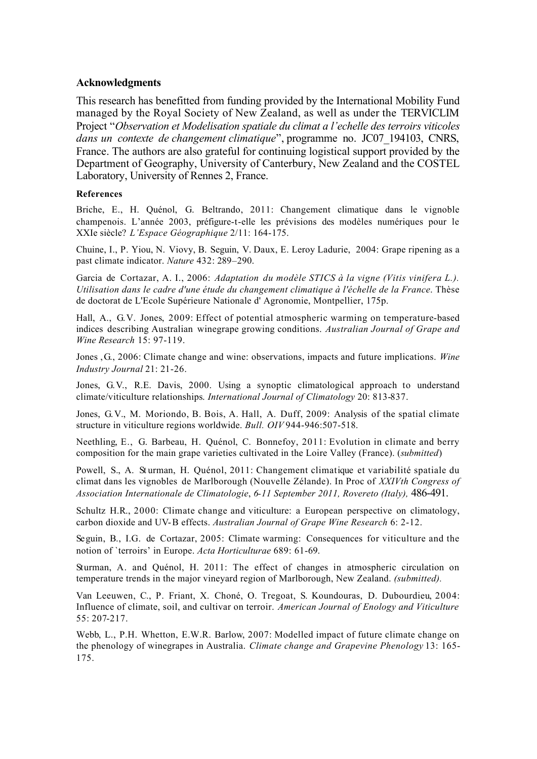### Acknowledgments

This research has benefitted from funding provided by the International Mobility Fund managed by the Royal Society of New Zealand, as well as under the TERVICLIM Project "*Observation et Modelisation spatiale du climat a l'echelle des terroirs viticoles dans un contexte de changement climatique*", programme no. JC07_194103, CNRS, France. The authors are also grateful for continuing logistical support provided by the Department of Geography, University of Canterbury, New Zealand and the COSTEL Laboratory, University of Rennes 2, France.

#### References

Briche, E., H. Quénol, G. Beltrando, 2011: Changement climatique dans le vignoble champenois. L'année 2003, préfigure-t-elle les prévisions des modèles numériques pour le XXIe siècle? *L'Espace Géographique* 2/11: 164-175.

Chuine, I., P. Yiou, N. Viovy, B. Seguin, V. Daux, E. Leroy Ladurie, 2004: Grape ripening as a past climate indicator. *Nature* 432: 289–290.

Garcia de Cortazar, A. I., 2006: *Adaptation du modèle STICS à la vigne (Vitis vinifera L.). Utilisation dans le cadre d'une étude du changement climatique à l'échelle de la France*. Thèse de doctorat de L'Ecole Supérieure Nationale d' Agronomie, Montpellier, 175p.

Hall, A., G.V. Jones, 2009: Effect of potential atmospheric warming on temperature-based indices describing Australian winegrape growing conditions. *Australian Journal of Grape and Wine Research* 15: 97-119.

Jones ,G., 2006: Climate change and wine: observations, impacts and future implications. *Wine Industry Journal* 21: 21-26.

Jones, G.V., R.E. Davis, 2000. Using a synoptic climatological approach to understand climate/viticulture relationships. *International Journal of Climatology* 20: 813-837.

Jones, G.V., M. Moriondo, B. Bois, A. Hall, A. Duff, 2009: Analysis of the spatial climate structure in viticulture regions worldwide. *Bull. OIV* 944-946:507-518.

Neethling, E., G. Barbeau, H. Quénol, C. Bonnefoy, 2011: Evolution in climate and berry composition for the main grape varieties cultivated in the Loire Valley (France). (*submitted*)

Powell, S., A. Sturman, H. Quénol, 2011: Changement climatique et variabilité spatiale du climat dans les vignobles de Marlborough (Nouvelle Zélande). In Proc of *XXIVth Congress of Association Internationale de Climatologie*, *6-11 September 2011, Rovereto (Italy),* 486-491.

Schultz H.R., 2000: Climate change and viticulture: a European perspective on climatology, carbon dioxide and UV-B effects. *Australian Journal of Grape Wine Research* 6: 2-12.

Seguin, B., I.G. de Cortazar, 2005: Climate warming: Consequences for viticulture and the notion of `terroirs' in Europe. *Acta Horticulturae* 689: 61-69.

Sturman, A. and Quénol, H. 2011: The effect of changes in atmospheric circulation on temperature trends in the major vineyard region of Marlborough, New Zealand. *(submitted).*

Van Leeuwen, C., P. Friant, X. Choné, O. Tregoat, S. Koundouras, D. Dubourdieu, 2004: Influence of climate, soil, and cultivar on terroir. *American Journal of Enology and Viticulture* 55: 207-217.

Webb, L., P.H. Whetton, E.W.R. Barlow, 2007: Modelled impact of future climate change on the phenology of winegrapes in Australia. *Climate change and Grapevine Phenology* 13: 165-175.